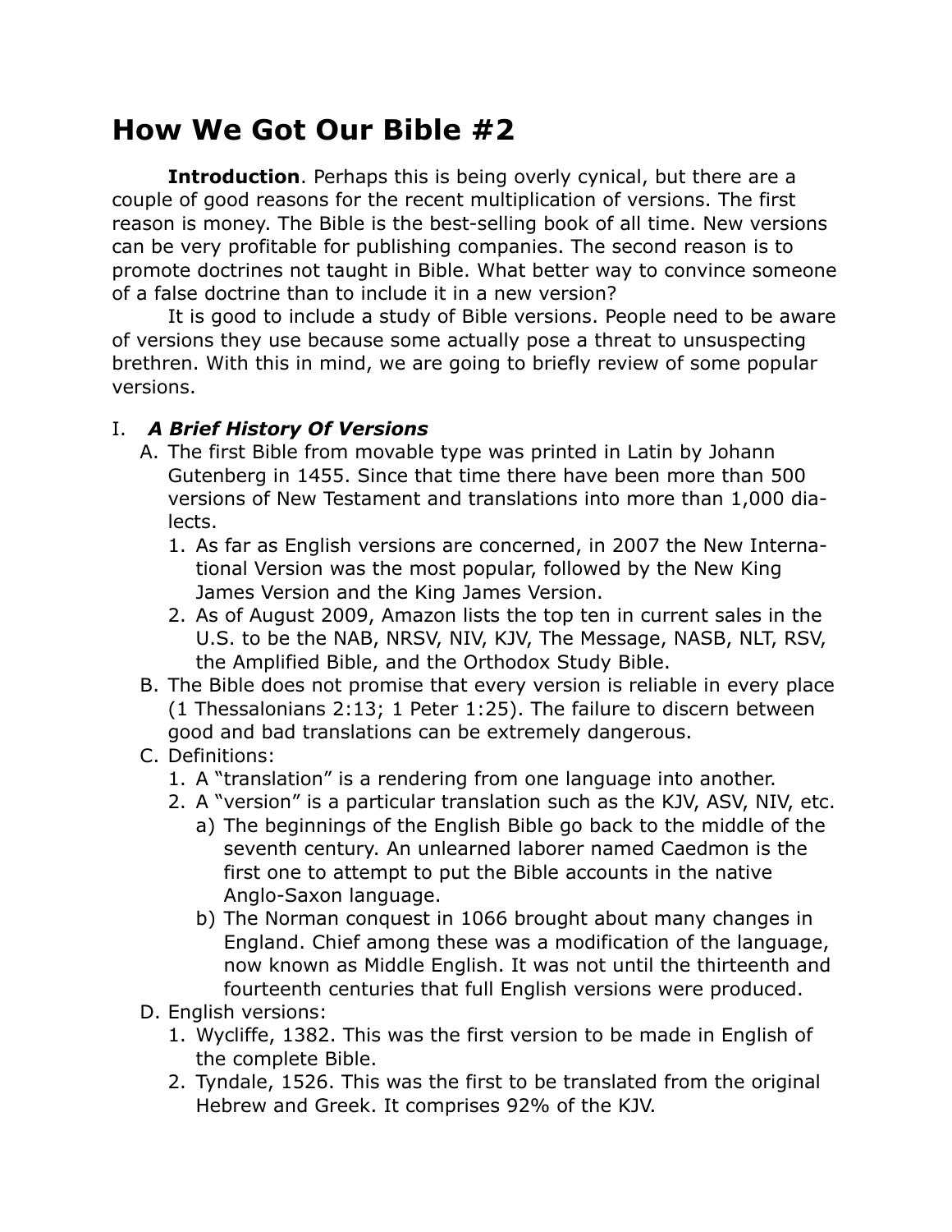# How We Got Our Bible #2

**Introduction**. Perhaps this is being overly cynical, but there are a couple of good reasons for the recent multiplication of versions. The first reason is money. The Bible is the best-selling book of all time. New versions can be very profitable for publishing companies. The second reason is to promote doctrines not taught in Bible. What better way to convince someone of a false doctrine than to include it in a new version?

It is good to include a study of Bible versions. People need to be aware of versions they use because some actually pose a threat to unsuspecting brethren. With this in mind, we are going to briefly review of some popular versions.

I. ***A Brief History Of Versions***

A. The first Bible from movable type was printed in Latin by Johann Gutenberg in 1455. Since that time there have been more than 500 versions of New Testament and translations into more than 1,000 dialects.

1. As far as English versions are concerned, in 2007 the New International Version was the most popular, followed by the New King James Version and the King James Version.
2. As of August 2009, Amazon lists the top ten in current sales in the U.S. to be the NAB, NRSV, NIV, KJV, The Message, NASB, NLT, RSV, the Amplified Bible, and the Orthodox Study Bible.

B. The Bible does not promise that every version is reliable in every place (1 Thessalonians 2:13; 1 Peter 1:25). The failure to discern between good and bad translations can be extremely dangerous.

C. Definitions:

1. A “translation” is a rendering from one language into another.
2. A “version” is a particular translation such as the KJV, ASV, NIV, etc.
   a) The beginnings of the English Bible go back to the middle of the seventh century. An unlearned laborer named Caedmon is the first one to attempt to put the Bible accounts in the native Anglo-Saxon language.
   b) The Norman conquest in 1066 brought about many changes in England. Chief among these was a modification of the language, now known as Middle English. It was not until the thirteenth and fourteenth centuries that full English versions were produced.

D. English versions:

1. Wycliffe, 1382. This was the first version to be made in English of the complete Bible.
2. Tyndale, 1526. This was the first to be translated from the original Hebrew and Greek. It comprises 92% of the KJV.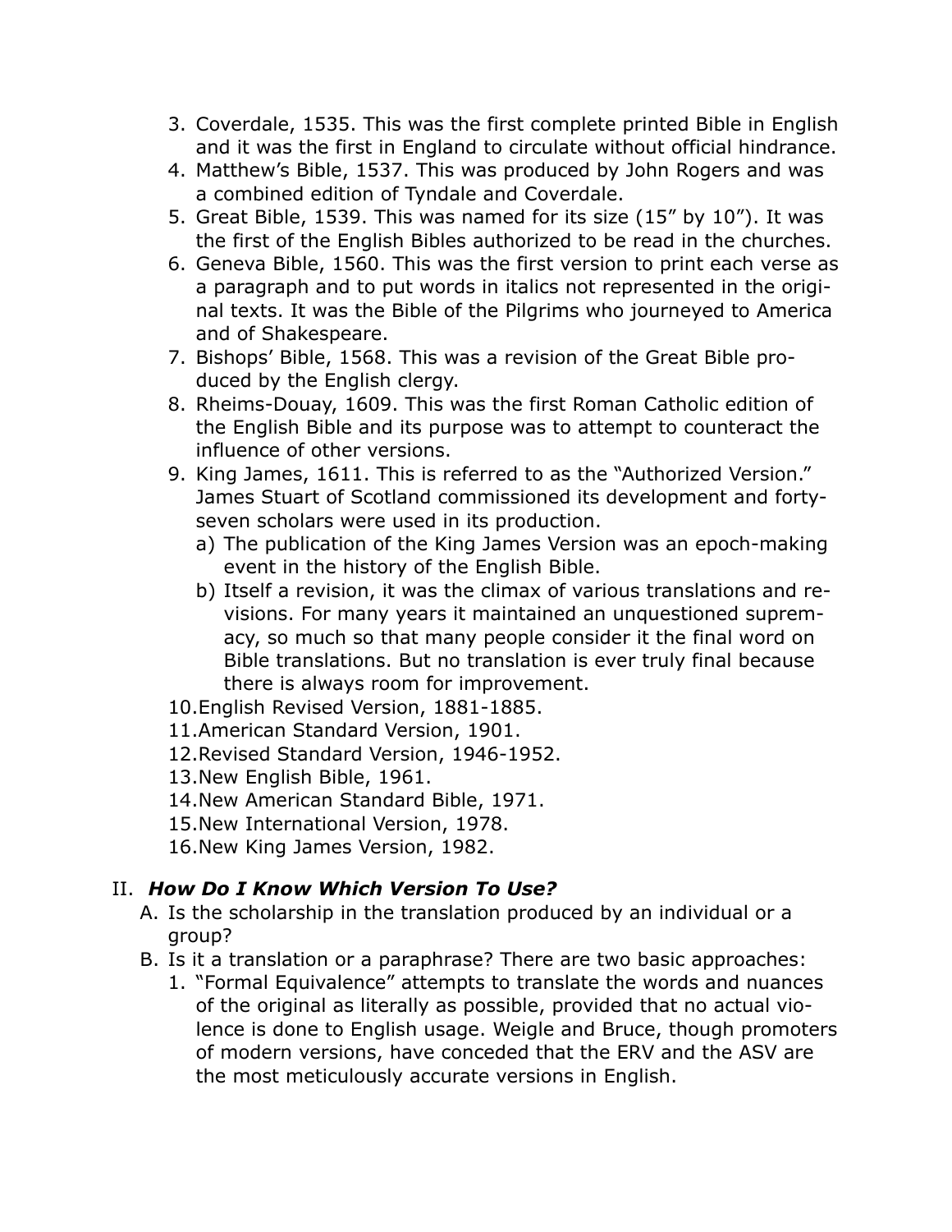3. Coverdale, 1535. This was the first complete printed Bible in English and it was the first in England to circulate without official hindrance.
4. Matthew's Bible, 1537. This was produced by John Rogers and was a combined edition of Tyndale and Coverdale.
5. Great Bible, 1539. This was named for its size (15" by 10"). It was the first of the English Bibles authorized to be read in the churches.
6. Geneva Bible, 1560. This was the first version to print each verse as a paragraph and to put words in italics not represented in the original texts. It was the Bible of the Pilgrims who journeyed to America and of Shakespeare.
7. Bishops' Bible, 1568. This was a revision of the Great Bible produced by the English clergy.
8. Rheims-Douay, 1609. This was the first Roman Catholic edition of the English Bible and its purpose was to attempt to counteract the influence of other versions.
9. King James, 1611. This is referred to as the "Authorized Version." James Stuart of Scotland commissioned its development and forty-seven scholars were used in its production.
   a) The publication of the King James Version was an epoch-making event in the history of the English Bible.
   b) Itself a revision, it was the climax of various translations and revisions. For many years it maintained an unquestioned supremacy, so much so that many people consider it the final word on Bible translations. But no translation is ever truly final because there is always room for improvement.
10. English Revised Version, 1881-1885.
11. American Standard Version, 1901.
12. Revised Standard Version, 1946-1952.
13. New English Bible, 1961.
14. New American Standard Bible, 1971.
15. New International Version, 1978.
16. New King James Version, 1982.

## II. *How Do I Know Which Version To Use?*

A. Is the scholarship in the translation produced by an individual or a group?

B. Is it a translation or a paraphrase? There are two basic approaches:

1. "Formal Equivalence" attempts to translate the words and nuances of the original as literally as possible, provided that no actual violence is done to English usage. Weigle and Bruce, though promoters of modern versions, have conceded that the ERV and the ASV are the most meticulously accurate versions in English.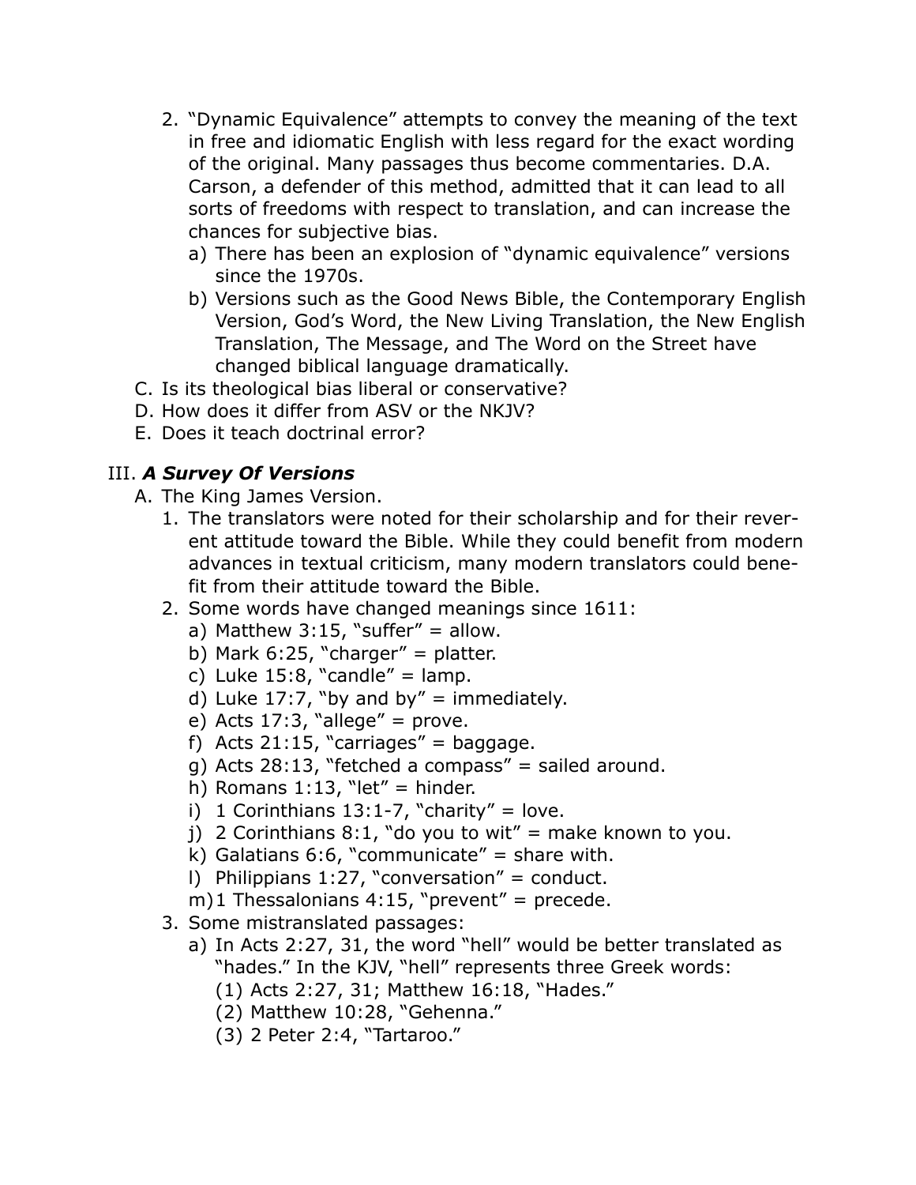2. "Dynamic Equivalence" attempts to convey the meaning of the text in free and idiomatic English with less regard for the exact wording of the original. Many passages thus become commentaries. D.A. Carson, a defender of this method, admitted that it can lead to all sorts of freedoms with respect to translation, and can increase the chances for subjective bias.
   a) There has been an explosion of "dynamic equivalence" versions since the 1970s.
   b) Versions such as the Good News Bible, the Contemporary English Version, God's Word, the New Living Translation, the New English Translation, The Message, and The Word on the Street have changed biblical language dramatically.

C. Is its theological bias liberal or conservative?
D. How does it differ from ASV or the NKJV?
E. Does it teach doctrinal error?

## III. ***A Survey Of Versions***

A. The King James Version.
1. The translators were noted for their scholarship and for their reverent attitude toward the Bible. While they could benefit from modern advances in textual criticism, many modern translators could benefit from their attitude toward the Bible.
2. Some words have changed meanings since 1611:
   a) Matthew 3:15, "suffer" = allow.
   b) Mark 6:25, "charger" = platter.
   c) Luke 15:8, "candle" = lamp.
   d) Luke 17:7, "by and by" = immediately.
   e) Acts 17:3, "allege" = prove.
   f) Acts 21:15, "carriages" = baggage.
   g) Acts 28:13, "fetched a compass" = sailed around.
   h) Romans 1:13, "let" = hinder.
   i) 1 Corinthians 13:1-7, "charity" = love.
   j) 2 Corinthians 8:1, "do you to wit" = make known to you.
   k) Galatians 6:6, "communicate" = share with.
   l) Philippians 1:27, "conversation" = conduct.
   m) 1 Thessalonians 4:15, "prevent" = precede.
3. Some mistranslated passages:
   a) In Acts 2:27, 31, the word "hell" would be better translated as "hades." In the KJV, "hell" represents three Greek words:
      (1) Acts 2:27, 31; Matthew 16:18, "Hades."
      (2) Matthew 10:28, "Gehenna."
      (3) 2 Peter 2:4, "Tartaroo."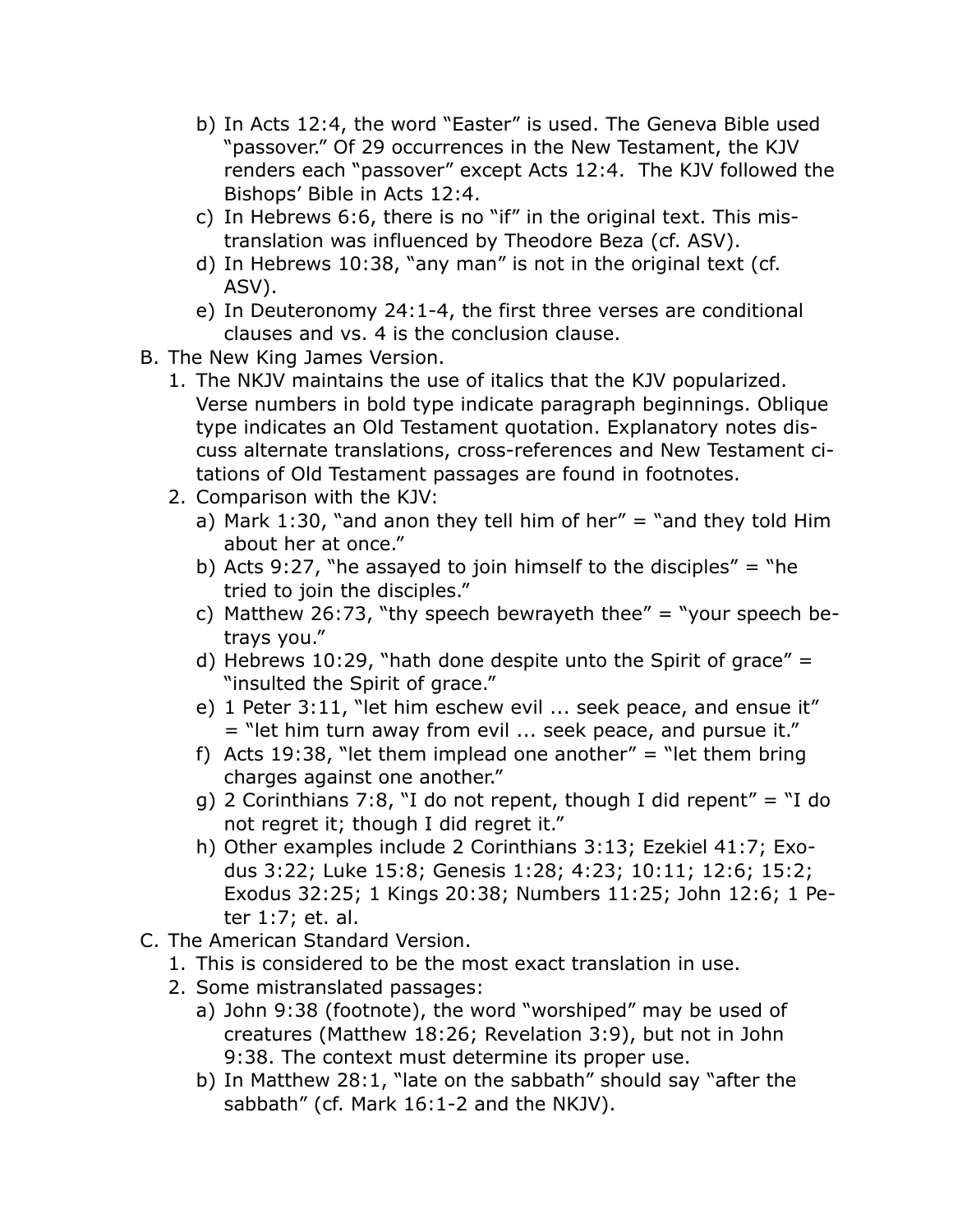b) In Acts 12:4, the word “Easter” is used. The Geneva Bible used “passover.” Of 29 occurrences in the New Testament, the KJV renders each “passover” except Acts 12:4. The KJV followed the Bishops’ Bible in Acts 12:4.

c) In Hebrews 6:6, there is no “if” in the original text. This mistranslation was influenced by Theodore Beza (cf. ASV).

d) In Hebrews 10:38, “any man” is not in the original text (cf. ASV).

e) In Deuteronomy 24:1-4, the first three verses are conditional clauses and vs. 4 is the conclusion clause.

B. The New King James Version.

1. The NKJV maintains the use of italics that the KJV popularized. Verse numbers in bold type indicate paragraph beginnings. Oblique type indicates an Old Testament quotation. Explanatory notes discuss alternate translations, cross-references and New Testament citations of Old Testament passages are found in footnotes.

2. Comparison with the KJV:

   a) Mark 1:30, “and anon they tell him of her” = “and they told Him about her at once.”

   b) Acts 9:27, “he assayed to join himself to the disciples” = “he tried to join the disciples.”

   c) Matthew 26:73, “thy speech bewrayeth thee” = “your speech betrays you.”

   d) Hebrews 10:29, “hath done despite unto the Spirit of grace” = “insulted the Spirit of grace.”

   e) 1 Peter 3:11, “let him eschew evil ... seek peace, and ensue it” = “let him turn away from evil ... seek peace, and pursue it.”

   f) Acts 19:38, “let them implead one another” = “let them bring charges against one another.”

   g) 2 Corinthians 7:8, “I do not repent, though I did repent” = “I do not regret it; though I did regret it.”

   h) Other examples include 2 Corinthians 3:13; Ezekiel 41:7; Exodus 3:22; Luke 15:8; Genesis 1:28; 4:23; 10:11; 12:6; 15:2; Exodus 32:25; 1 Kings 20:38; Numbers 11:25; John 12:6; 1 Peter 1:7; et. al.

C. The American Standard Version.

1. This is considered to be the most exact translation in use.

2. Some mistranslated passages:

   a) John 9:38 (footnote), the word “worshiped” may be used of creatures (Matthew 18:26; Revelation 3:9), but not in John 9:38. The context must determine its proper use.

   b) In Matthew 28:1, “late on the sabbath” should say “after the sabbath” (cf. Mark 16:1-2 and the NKJV).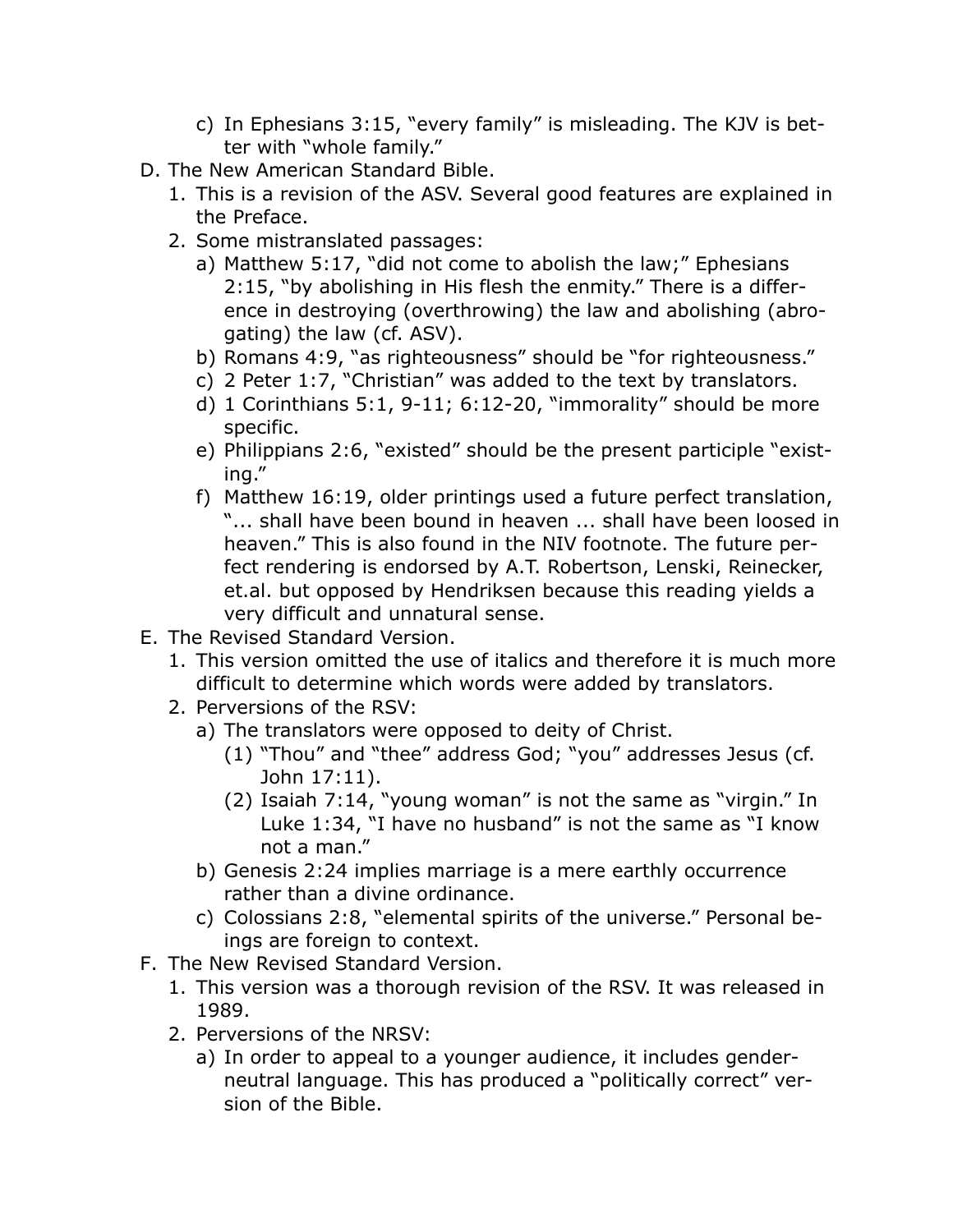c) In Ephesians 3:15, "every family" is misleading. The KJV is better with "whole family."

D. The New American Standard Bible.

1. This is a revision of the ASV. Several good features are explained in the Preface.
2. Some mistranslated passages:
   a) Matthew 5:17, "did not come to abolish the law;" Ephesians 2:15, "by abolishing in His flesh the enmity." There is a difference in destroying (overthrowing) the law and abolishing (abrogating) the law (cf. ASV).
   b) Romans 4:9, "as righteousness" should be "for righteousness."
   c) 2 Peter 1:7, "Christian" was added to the text by translators.
   d) 1 Corinthians 5:1, 9-11; 6:12-20, "immorality" should be more specific.
   e) Philippians 2:6, "existed" should be the present participle "existing."
   f) Matthew 16:19, older printings used a future perfect translation, "... shall have been bound in heaven ... shall have been loosed in heaven." This is also found in the NIV footnote. The future perfect rendering is endorsed by A.T. Robertson, Lenski, Reinecker, et.al. but opposed by Hendriksen because this reading yields a very difficult and unnatural sense.

E. The Revised Standard Version.

1. This version omitted the use of italics and therefore it is much more difficult to determine which words were added by translators.
2. Perversions of the RSV:
   a) The translators were opposed to deity of Christ.
      (1) "Thou" and "thee" address God; "you" addresses Jesus (cf. John 17:11).
      (2) Isaiah 7:14, "young woman" is not the same as "virgin." In Luke 1:34, "I have no husband" is not the same as "I know not a man."
   b) Genesis 2:24 implies marriage is a mere earthly occurrence rather than a divine ordinance.
   c) Colossians 2:8, "elemental spirits of the universe." Personal beings are foreign to context.

F. The New Revised Standard Version.

1. This version was a thorough revision of the RSV. It was released in 1989.
2. Perversions of the NRSV:
   a) In order to appeal to a younger audience, it includes gender-neutral language. This has produced a "politically correct" version of the Bible.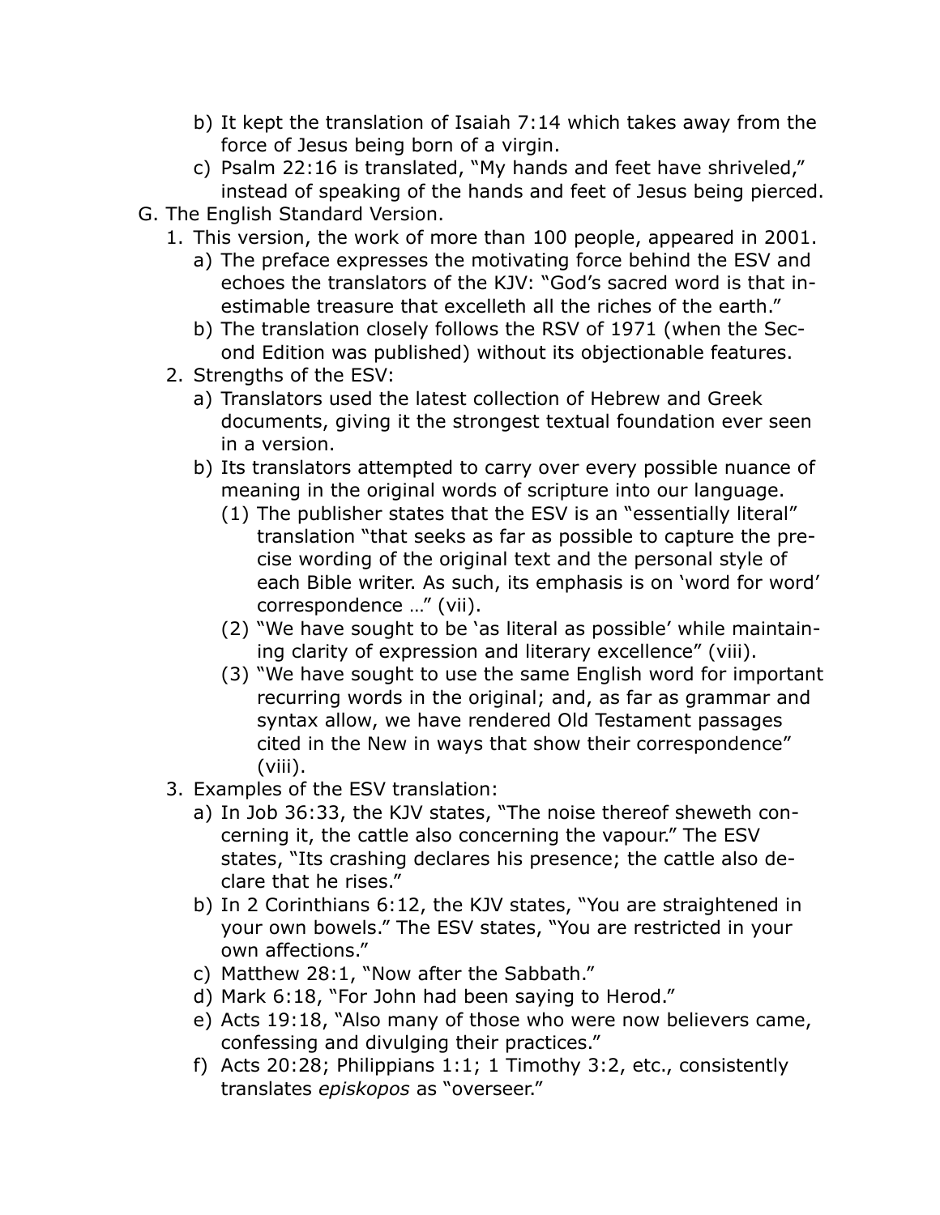b) It kept the translation of Isaiah 7:14 which takes away from the force of Jesus being born of a virgin.
c) Psalm 22:16 is translated, "My hands and feet have shriveled," instead of speaking of the hands and feet of Jesus being pierced.

G. The English Standard Version.
1. This version, the work of more than 100 people, appeared in 2001.
   a) The preface expresses the motivating force behind the ESV and echoes the translators of the KJV: "God's sacred word is that inestimable treasure that excelleth all the riches of the earth."
   b) The translation closely follows the RSV of 1971 (when the Second Edition was published) without its objectionable features.
2. Strengths of the ESV:
   a) Translators used the latest collection of Hebrew and Greek documents, giving it the strongest textual foundation ever seen in a version.
   b) Its translators attempted to carry over every possible nuance of meaning in the original words of scripture into our language.
      (1) The publisher states that the ESV is an "essentially literal" translation "that seeks as far as possible to capture the precise wording of the original text and the personal style of each Bible writer. As such, its emphasis is on 'word for word' correspondence …" (vii).
      (2) "We have sought to be 'as literal as possible' while maintaining clarity of expression and literary excellence" (viii).
      (3) "We have sought to use the same English word for important recurring words in the original; and, as far as grammar and syntax allow, we have rendered Old Testament passages cited in the New in ways that show their correspondence" (viii).
3. Examples of the ESV translation:
   a) In Job 36:33, the KJV states, "The noise thereof sheweth concerning it, the cattle also concerning the vapour." The ESV states, "Its crashing declares his presence; the cattle also declare that he rises."
   b) In 2 Corinthians 6:12, the KJV states, "You are straightened in your own bowels." The ESV states, "You are restricted in your own affections."
   c) Matthew 28:1, "Now after the Sabbath."
   d) Mark 6:18, "For John had been saying to Herod."
   e) Acts 19:18, "Also many of those who were now believers came, confessing and divulging their practices."
   f) Acts 20:28; Philippians 1:1; 1 Timothy 3:2, etc., consistently translates *episkopos* as "overseer."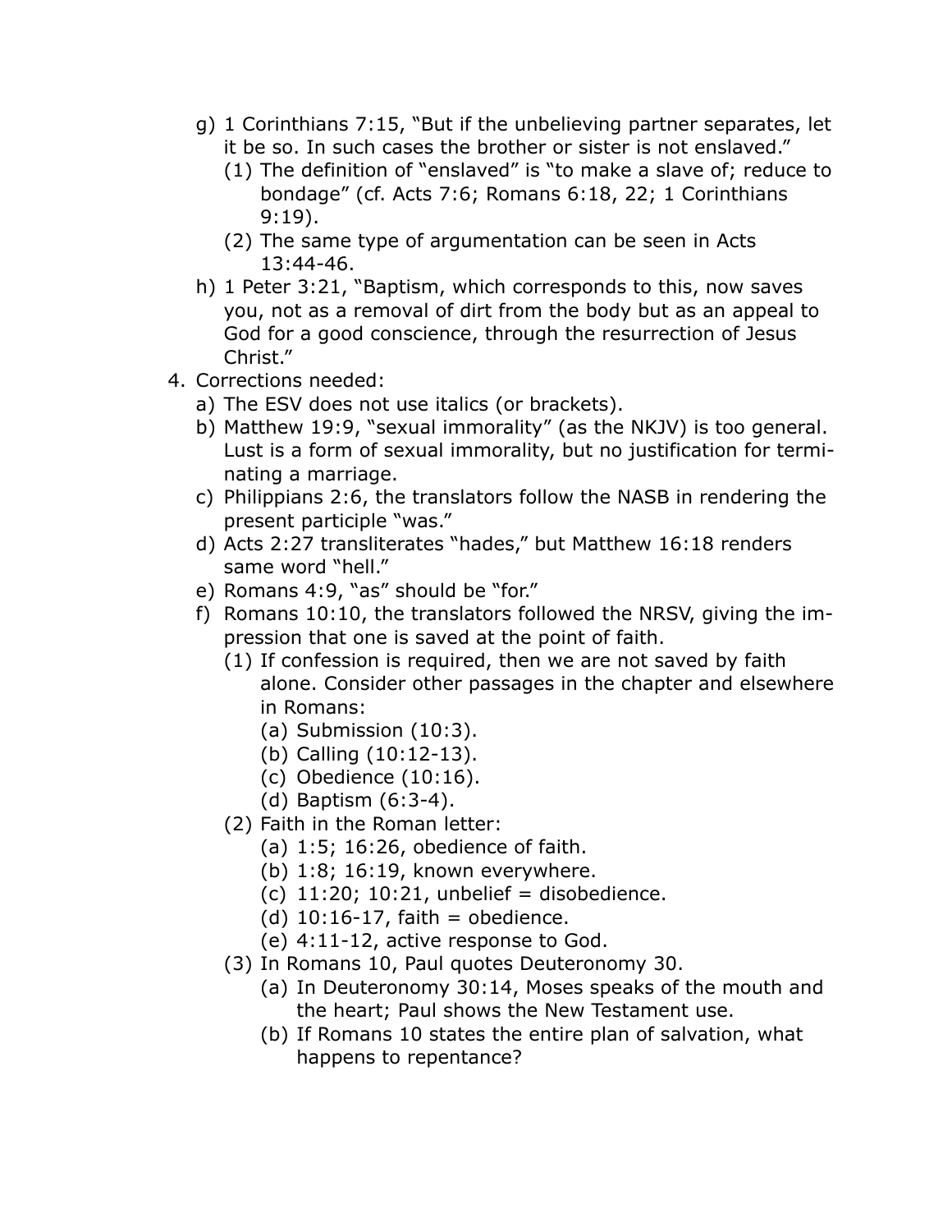g) 1 Corinthians 7:15, "But if the unbelieving partner separates, let it be so. In such cases the brother or sister is not enslaved."
   (1) The definition of "enslaved" is "to make a slave of; reduce to bondage" (cf. Acts 7:6; Romans 6:18, 22; 1 Corinthians 9:19).
   (2) The same type of argumentation can be seen in Acts 13:44-46.

h) 1 Peter 3:21, "Baptism, which corresponds to this, now saves you, not as a removal of dirt from the body but as an appeal to God for a good conscience, through the resurrection of Jesus Christ."

4. Corrections needed:
   a) The ESV does not use italics (or brackets).
   b) Matthew 19:9, "sexual immorality" (as the NKJV) is too general. Lust is a form of sexual immorality, but no justification for terminating a marriage.
   c) Philippians 2:6, the translators follow the NASB in rendering the present participle "was."
   d) Acts 2:27 transliterates "hades," but Matthew 16:18 renders same word "hell."
   e) Romans 4:9, "as" should be "for."
   f) Romans 10:10, the translators followed the NRSV, giving the impression that one is saved at the point of faith.
      (1) If confession is required, then we are not saved by faith alone. Consider other passages in the chapter and elsewhere in Romans:
         (a) Submission (10:3).
         (b) Calling (10:12-13).
         (c) Obedience (10:16).
         (d) Baptism (6:3-4).
      (2) Faith in the Roman letter:
         (a) 1:5; 16:26, obedience of faith.
         (b) 1:8; 16:19, known everywhere.
         (c) 11:20; 10:21, unbelief = disobedience.
         (d) 10:16-17, faith = obedience.
         (e) 4:11-12, active response to God.
      (3) In Romans 10, Paul quotes Deuteronomy 30.
         (a) In Deuteronomy 30:14, Moses speaks of the mouth and the heart; Paul shows the New Testament use.
         (b) If Romans 10 states the entire plan of salvation, what happens to repentance?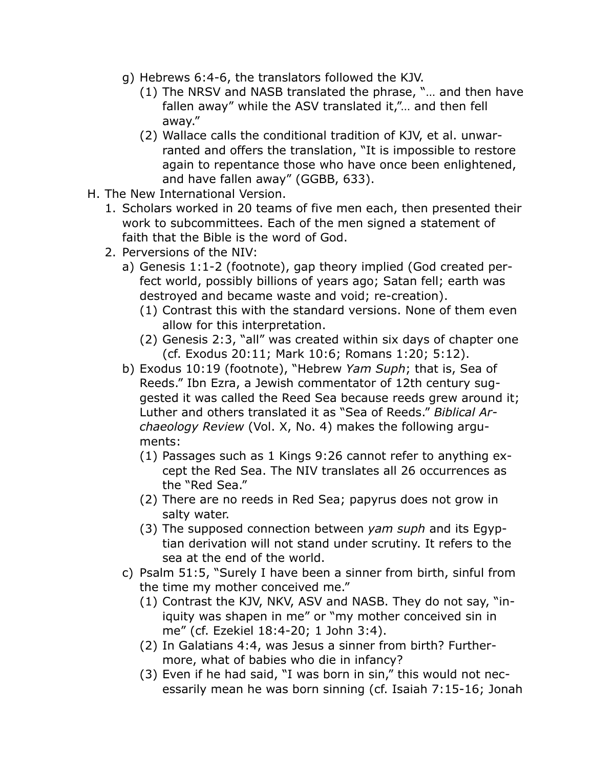g) Hebrews 6:4-6, the translators followed the KJV.
   (1) The NRSV and NASB translated the phrase, "… and then have fallen away" while the ASV translated it,"… and then fell away."
   (2) Wallace calls the conditional tradition of KJV, et al. unwarranted and offers the translation, "It is impossible to restore again to repentance those who have once been enlightened, and have fallen away" (GGBB, 633).

H. The New International Version.
   1. Scholars worked in 20 teams of five men each, then presented their work to subcommittees. Each of the men signed a statement of faith that the Bible is the word of God.
   2. Perversions of the NIV:
      a) Genesis 1:1-2 (footnote), gap theory implied (God created perfect world, possibly billions of years ago; Satan fell; earth was destroyed and became waste and void; re-creation).
         (1) Contrast this with the standard versions. None of them even allow for this interpretation.
         (2) Genesis 2:3, "all" was created within six days of chapter one (cf. Exodus 20:11; Mark 10:6; Romans 1:20; 5:12).
      b) Exodus 10:19 (footnote), "Hebrew *Yam Suph*; that is, Sea of Reeds." Ibn Ezra, a Jewish commentator of 12th century suggested it was called the Reed Sea because reeds grew around it; Luther and others translated it as "Sea of Reeds." *Biblical Archaeology Review* (Vol. X, No. 4) makes the following arguments:
         (1) Passages such as 1 Kings 9:26 cannot refer to anything except the Red Sea. The NIV translates all 26 occurrences as the "Red Sea."
         (2) There are no reeds in Red Sea; papyrus does not grow in salty water.
         (3) The supposed connection between *yam suph* and its Egyptian derivation will not stand under scrutiny. It refers to the sea at the end of the world.
      c) Psalm 51:5, "Surely I have been a sinner from birth, sinful from the time my mother conceived me."
         (1) Contrast the KJV, NKV, ASV and NASB. They do not say, "iniquity was shapen in me" or "my mother conceived sin in me" (cf. Ezekiel 18:4-20; 1 John 3:4).
         (2) In Galatians 4:4, was Jesus a sinner from birth? Furthermore, what of babies who die in infancy?
         (3) Even if he had said, "I was born in sin," this would not necessarily mean he was born sinning (cf. Isaiah 7:15-16; Jonah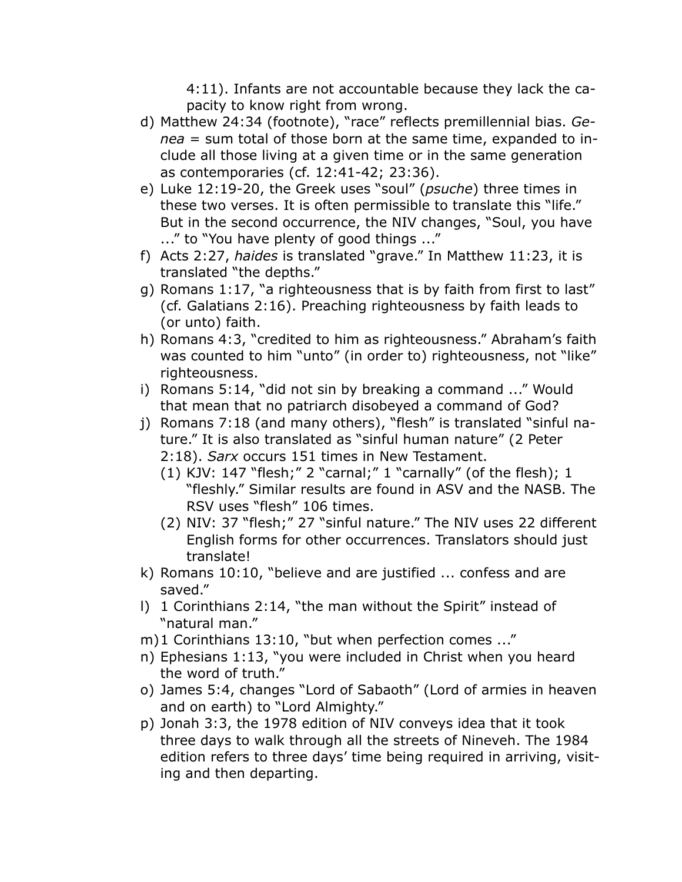4:11). Infants are not accountable because they lack the capacity to know right from wrong.

d) Matthew 24:34 (footnote), "race" reflects premillennial bias. *Genea* = sum total of those born at the same time, expanded to include all those living at a given time or in the same generation as contemporaries (cf. 12:41-42; 23:36).
e) Luke 12:19-20, the Greek uses "soul" (*psuche*) three times in these two verses. It is often permissible to translate this "life." But in the second occurrence, the NIV changes, "Soul, you have ..." to "You have plenty of good things ..."
f) Acts 2:27, *haides* is translated "grave." In Matthew 11:23, it is translated "the depths."
g) Romans 1:17, "a righteousness that is by faith from first to last" (cf. Galatians 2:16). Preaching righteousness by faith leads to (or unto) faith.
h) Romans 4:3, "credited to him as righteousness." Abraham's faith was counted to him "unto" (in order to) righteousness, not "like" righteousness.
i) Romans 5:14, "did not sin by breaking a command ..." Would that mean that no patriarch disobeyed a command of God?
j) Romans 7:18 (and many others), "flesh" is translated "sinful nature." It is also translated as "sinful human nature" (2 Peter 2:18). *Sarx* occurs 151 times in New Testament.
   (1) KJV: 147 "flesh;" 2 "carnal;" 1 "carnally" (of the flesh); 1 "fleshly." Similar results are found in ASV and the NASB. The RSV uses "flesh" 106 times.
   (2) NIV: 37 "flesh;" 27 "sinful nature." The NIV uses 22 different English forms for other occurrences. Translators should just translate!
k) Romans 10:10, "believe and are justified ... confess and are saved."
l) 1 Corinthians 2:14, "the man without the Spirit" instead of "natural man."
m) 1 Corinthians 13:10, "but when perfection comes ..."
n) Ephesians 1:13, "you were included in Christ when you heard the word of truth."
o) James 5:4, changes "Lord of Sabaoth" (Lord of armies in heaven and on earth) to "Lord Almighty."
p) Jonah 3:3, the 1978 edition of NIV conveys idea that it took three days to walk through all the streets of Nineveh. The 1984 edition refers to three days' time being required in arriving, visiting and then departing.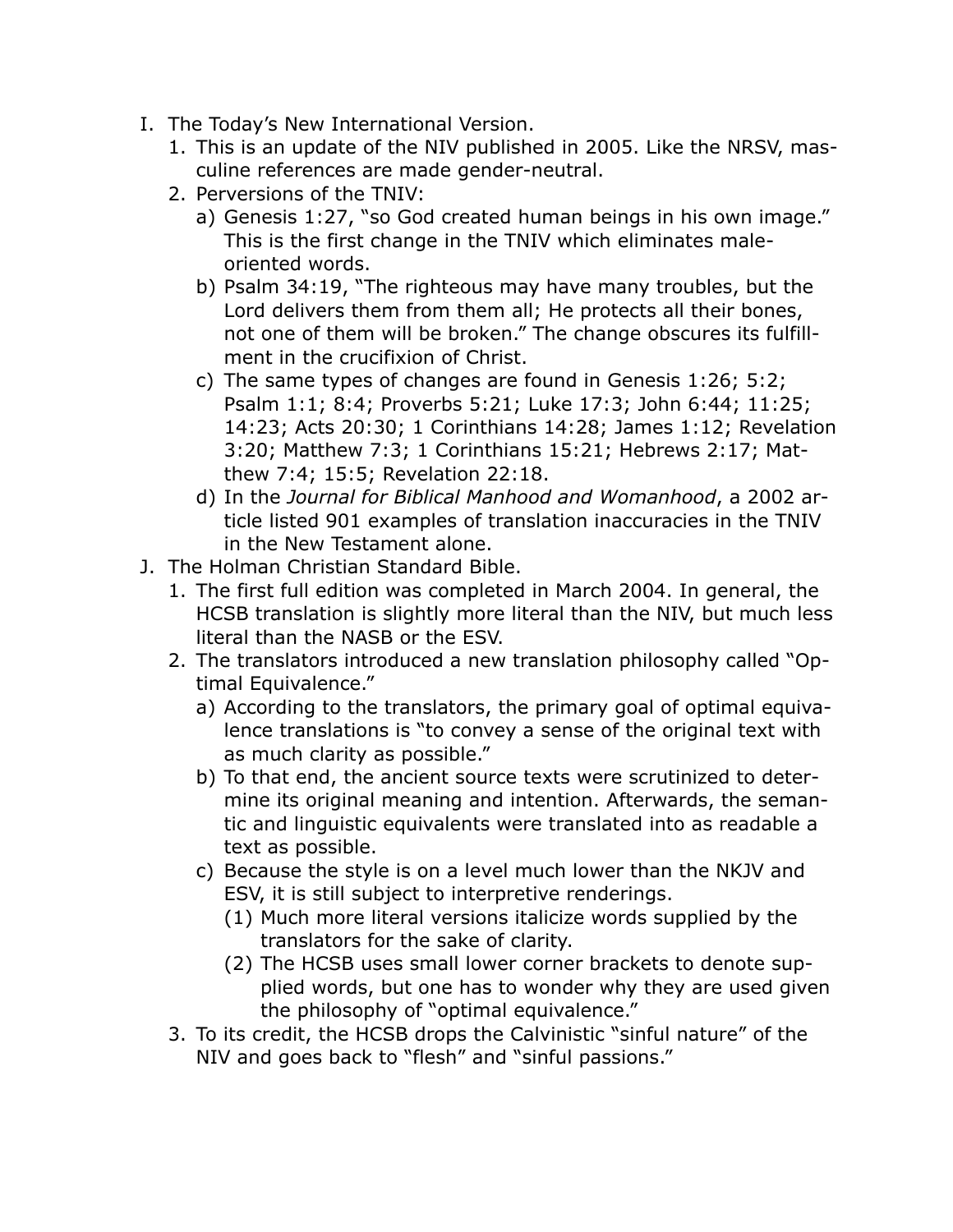I. The Today's New International Version.
    1. This is an update of the NIV published in 2005. Like the NRSV, masculine references are made gender-neutral.
    2. Perversions of the TNIV:
        a) Genesis 1:27, "so God created human beings in his own image." This is the first change in the TNIV which eliminates male-oriented words.
        b) Psalm 34:19, "The righteous may have many troubles, but the Lord delivers them from them all; He protects all their bones, not one of them will be broken." The change obscures its fulfillment in the crucifixion of Christ.
        c) The same types of changes are found in Genesis 1:26; 5:2; Psalm 1:1; 8:4; Proverbs 5:21; Luke 17:3; John 6:44; 11:25; 14:23; Acts 20:30; 1 Corinthians 14:28; James 1:12; Revelation 3:20; Matthew 7:3; 1 Corinthians 15:21; Hebrews 2:17; Matthew 7:4; 15:5; Revelation 22:18.
        d) In the *Journal for Biblical Manhood and Womanhood*, a 2002 article listed 901 examples of translation inaccuracies in the TNIV in the New Testament alone.
J. The Holman Christian Standard Bible.
    1. The first full edition was completed in March 2004. In general, the HCSB translation is slightly more literal than the NIV, but much less literal than the NASB or the ESV.
    2. The translators introduced a new translation philosophy called "Optimal Equivalence."
        a) According to the translators, the primary goal of optimal equivalence translations is "to convey a sense of the original text with as much clarity as possible."
        b) To that end, the ancient source texts were scrutinized to determine its original meaning and intention. Afterwards, the semantic and linguistic equivalents were translated into as readable a text as possible.
        c) Because the style is on a level much lower than the NKJV and ESV, it is still subject to interpretive renderings.
            (1) Much more literal versions italicize words supplied by the translators for the sake of clarity.
            (2) The HCSB uses small lower corner brackets to denote supplied words, but one has to wonder why they are used given the philosophy of "optimal equivalence."
    3. To its credit, the HCSB drops the Calvinistic "sinful nature" of the NIV and goes back to "flesh" and "sinful passions."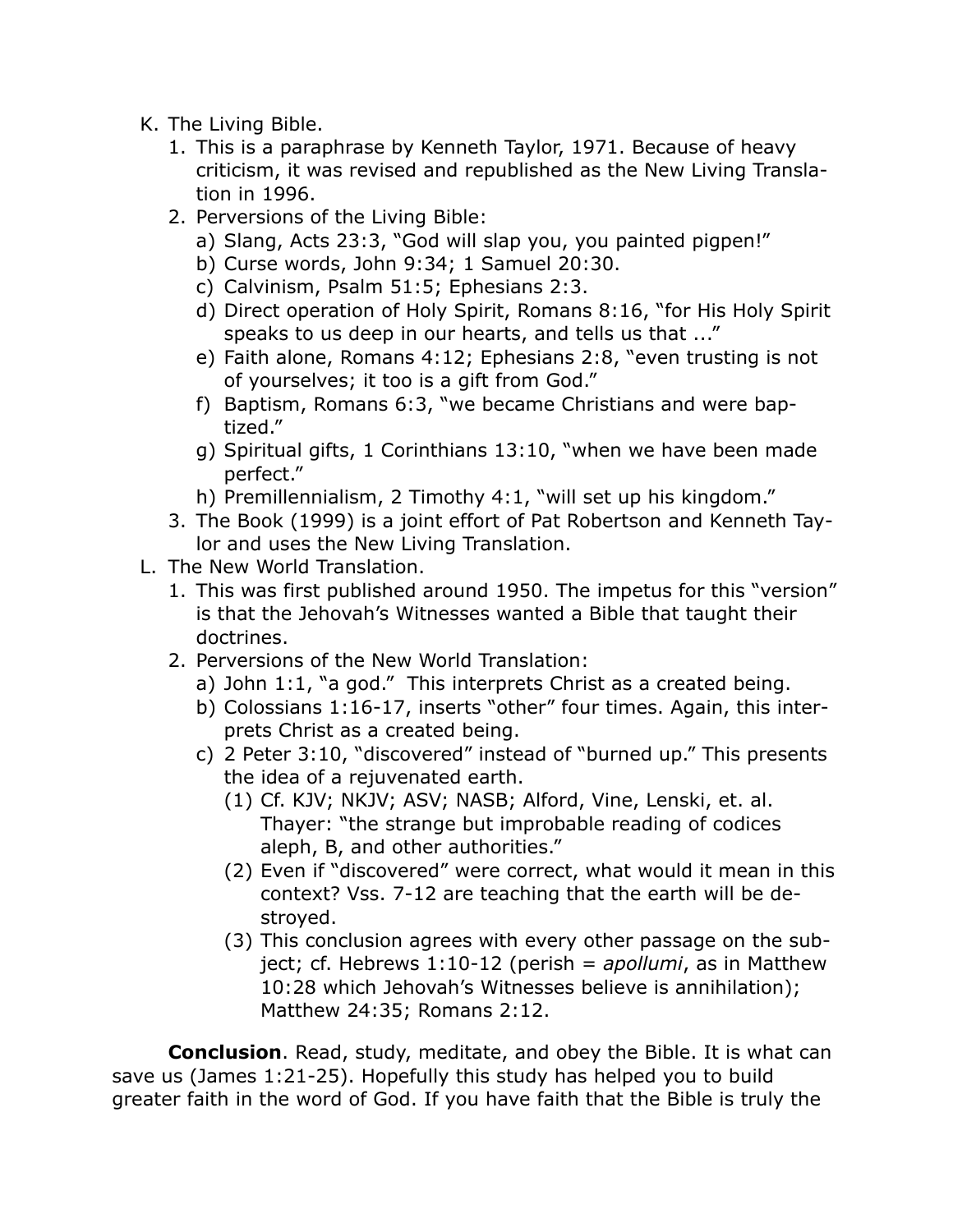K. The Living Bible.
   1. This is a paraphrase by Kenneth Taylor, 1971. Because of heavy criticism, it was revised and republished as the New Living Translation in 1996.
   2. Perversions of the Living Bible:
      a) Slang, Acts 23:3, "God will slap you, you painted pigpen!"
      b) Curse words, John 9:34; 1 Samuel 20:30.
      c) Calvinism, Psalm 51:5; Ephesians 2:3.
      d) Direct operation of Holy Spirit, Romans 8:16, "for His Holy Spirit speaks to us deep in our hearts, and tells us that ..."
      e) Faith alone, Romans 4:12; Ephesians 2:8, "even trusting is not of yourselves; it too is a gift from God."
      f) Baptism, Romans 6:3, "we became Christians and were baptized."
      g) Spiritual gifts, 1 Corinthians 13:10, "when we have been made perfect."
      h) Premillennialism, 2 Timothy 4:1, "will set up his kingdom."
   3. The Book (1999) is a joint effort of Pat Robertson and Kenneth Taylor and uses the New Living Translation.

L. The New World Translation.
   1. This was first published around 1950. The impetus for this "version" is that the Jehovah's Witnesses wanted a Bible that taught their doctrines.
   2. Perversions of the New World Translation:
      a) John 1:1, "a god." This interprets Christ as a created being.
      b) Colossians 1:16-17, inserts "other" four times. Again, this interprets Christ as a created being.
      c) 2 Peter 3:10, "discovered" instead of "burned up." This presents the idea of a rejuvenated earth.
         (1) Cf. KJV; NKJV; ASV; NASB; Alford, Vine, Lenski, et. al. Thayer: "the strange but improbable reading of codices aleph, B, and other authorities."
         (2) Even if "discovered" were correct, what would it mean in this context? Vss. 7-12 are teaching that the earth will be destroyed.
         (3) This conclusion agrees with every other passage on the subject; cf. Hebrews 1:10-12 (perish = *apollumi*, as in Matthew 10:28 which Jehovah's Witnesses believe is annihilation); Matthew 24:35; Romans 2:12.

**Conclusion**. Read, study, meditate, and obey the Bible. It is what can save us (James 1:21-25). Hopefully this study has helped you to build greater faith in the word of God. If you have faith that the Bible is truly the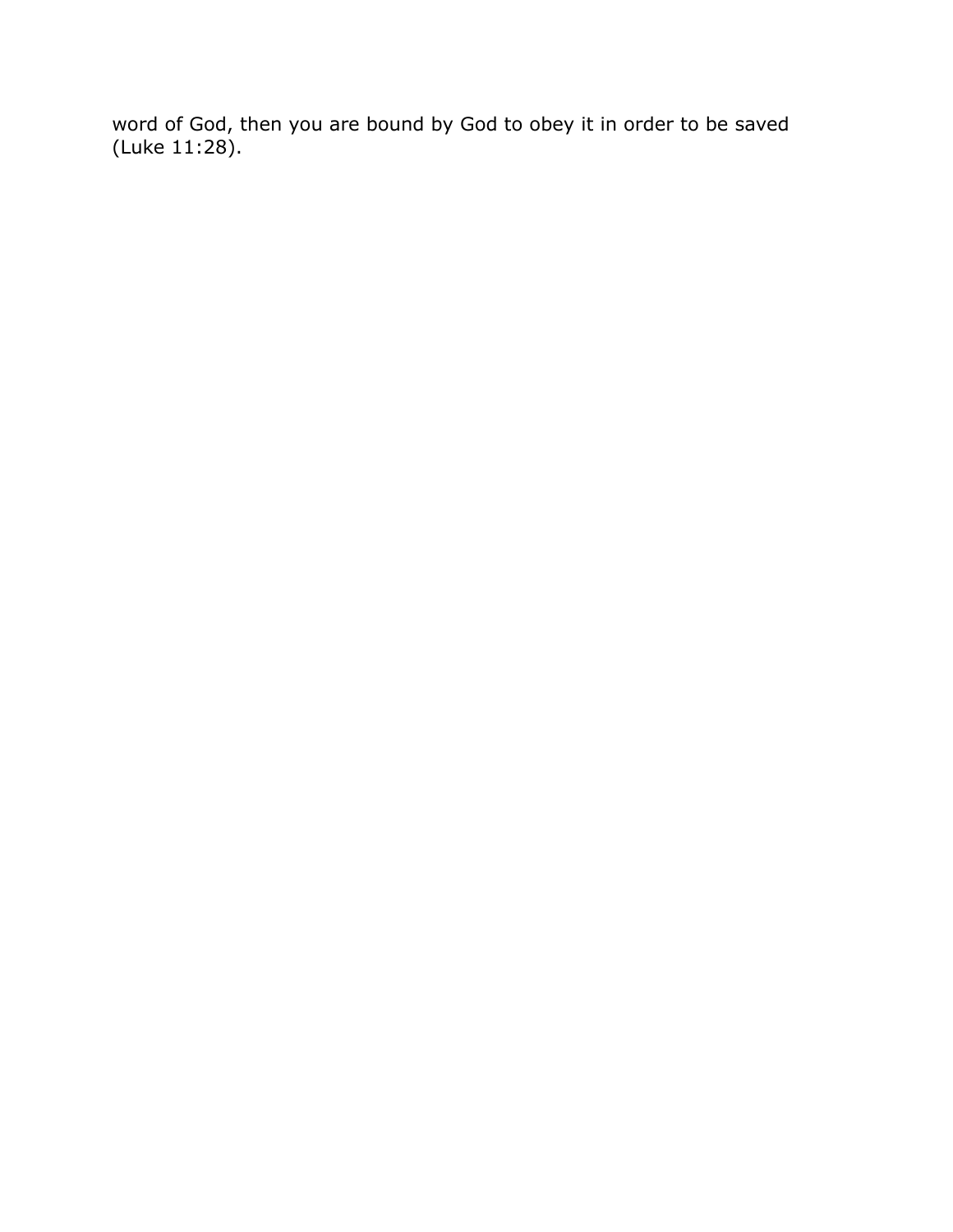word of God, then you are bound by God to obey it in order to be saved (Luke 11:28).